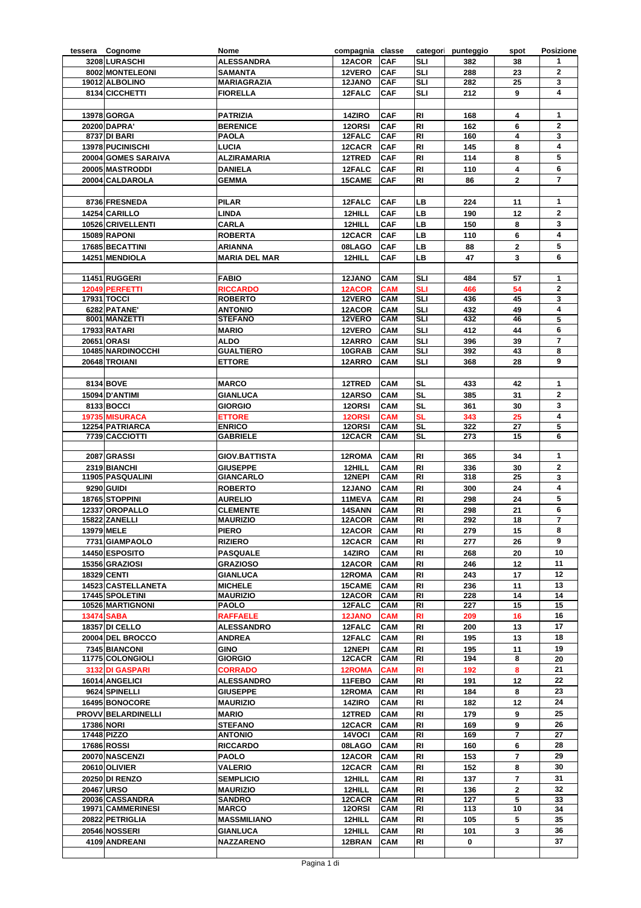| tessera | Cognome | Nome | compagnia | classe | categori | punteggio | spot | Posizione |
|---|---|---|---|---|---|---|---|---|
| 3208 | LURASCHI | ALESSANDRA | 12ACOR | CAF | SLI | 382 | 38 | 1 |
| 8002 | MONTELEONI | SAMANTA | 12VERO | CAF | SLI | 288 | 23 | 2 |
| 19012 | ALBOLINO | MARIAGRAZIA | 12JANO | CAF | SLI | 282 | 25 | 3 |
| 8134 | CICCHETTI | FIORELLA | 12FALC | CAF | SLI | 212 | 9 | 4 |
| | | | | | | | | |
| 13978 | GORGA | PATRIZIA | 14ZIRO | CAF | RI | 168 | 4 | 1 |
| 20200 | DAPRA' | BERENICE | 12ORSI | CAF | RI | 162 | 6 | 2 |
| 8737 | DI BARI | PAOLA | 12FALC | CAF | RI | 160 | 4 | 3 |
| 13978 | PUCINISCHI | LUCIA | 12CACR | CAF | RI | 145 | 8 | 4 |
| 20004 | GOMES SARAIVA | ALZIRAMARIA | 12TRED | CAF | RI | 114 | 8 | 5 |
| 20005 | MASTRODDI | DANIELA | 12FALC | CAF | RI | 110 | 4 | 6 |
| 20004 | CALDAROLA | GEMMA | 15CAME | CAF | RI | 86 | 2 | 7 |
| | | | | | | | | |
| 8736 | FRESNEDA | PILAR | 12FALC | CAF | LB | 224 | 11 | 1 |
| 14254 | CARILLO | LINDA | 12HILL | CAF | LB | 190 | 12 | 2 |
| 10526 | CRIVELLENTI | CARLA | 12HILL | CAF | LB | 150 | 8 | 3 |
| 15089 | RAPONI | ROBERTA | 12CACR | CAF | LB | 110 | 6 | 4 |
| 17685 | BECATTINI | ARIANNA | 08LAGO | CAF | LB | 88 | 2 | 5 |
| 14251 | MENDIOLA | MARIA DEL MAR | 12HILL | CAF | LB | 47 | 3 | 6 |
| | | | | | | | | |
| 11451 | RUGGERI | FABIO | 12JANO | CAM | SLI | 484 | 57 | 1 |
| 12049 | PERFETTI | RICCARDO | 12ACOR | CAM | SLI | 466 | 54 | 2 |
| 17931 | TOCCI | ROBERTO | 12VERO | CAM | SLI | 436 | 45 | 3 |
| 6282 | PATANE' | ANTONIO | 12ACOR | CAM | SLI | 432 | 49 | 4 |
| 8001 | MANZETTI | STEFANO | 12VERO | CAM | SLI | 432 | 46 | 5 |
| 17933 | RATARI | MARIO | 12VERO | CAM | SLI | 412 | 44 | 6 |
| 20651 | ORASI | ALDO | 12ARRO | CAM | SLI | 396 | 39 | 7 |
| 10485 | NARDINOCCHI | GUALTIERO | 10GRAB | CAM | SLI | 392 | 43 | 8 |
| 20648 | TROIANI | ETTORE | 12ARRO | CAM | SLI | 368 | 28 | 9 |
| | | | | | | | | |
| 8134 | BOVE | MARCO | 12TRED | CAM | SL | 433 | 42 | 1 |
| 15094 | D'ANTIMI | GIANLUCA | 12ARSO | CAM | SL | 385 | 31 | 2 |
| 8133 | BOCCI | GIORGIO | 12ORSI | CAM | SL | 361 | 30 | 3 |
| 19735 | MISURACA | ETTORE | 12ORSI | CAM | SL | 343 | 25 | 4 |
| 12254 | PATRIARCA | ENRICO | 12ORSI | CAM | SL | 322 | 27 | 5 |
| 7739 | CACCIOTTI | GABRIELE | 12CACR | CAM | SL | 273 | 15 | 6 |
| | | | | | | | | |
| 2087 | GRASSI | GIOV.BATTISTA | 12ROMA | CAM | RI | 365 | 34 | 1 |
| 2319 | BIANCHI | GIUSEPPE | 12HILL | CAM | RI | 336 | 30 | 2 |
| 11905 | PASQUALINI | GIANCARLO | 12NEPI | CAM | RI | 318 | 25 | 3 |
| 9290 | GUIDI | ROBERTO | 12JANO | CAM | RI | 300 | 24 | 4 |
| 18765 | STOPPINI | AURELIO | 11MEVA | CAM | RI | 298 | 24 | 5 |
| 12337 | OROPALLO | CLEMENTE | 14SANN | CAM | RI | 298 | 21 | 6 |
| 15822 | ZANELLI | MAURIZIO | 12ACOR | CAM | RI | 292 | 18 | 7 |
| 13979 | MELE | PIERO | 12ACOR | CAM | RI | 279 | 15 | 8 |
| 7731 | GIAMPAOLO | RIZIERO | 12CACR | CAM | RI | 277 | 26 | 9 |
| 14450 | ESPOSITO | PASQUALE | 14ZIRO | CAM | RI | 268 | 20 | 10 |
| 15356 | GRAZIOSI | GRAZIOSO | 12ACOR | CAM | RI | 246 | 12 | 11 |
| 18329 | CENTI | GIANLUCA | 12ROMA | CAM | RI | 243 | 17 | 12 |
| 14523 | CASTELLANETA | MICHELE | 15CAME | CAM | RI | 236 | 11 | 13 |
| 17445 | SPOLETINI | MAURIZIO | 12ACOR | CAM | RI | 228 | 14 | 14 |
| 10526 | MARTIGNONI | PAOLO | 12FALC | CAM | RI | 227 | 15 | 15 |
| 13474 | SABA | RAFFAELE | 12JANO | CAM | RI | 209 | 16 | 16 |
| 18357 | DI CELLO | ALESSANDRO | 12FALC | CAM | RI | 200 | 13 | 17 |
| 20004 | DEL BROCCO | ANDREA | 12FALC | CAM | RI | 195 | 13 | 18 |
| 7345 | BIANCONI | GINO | 12NEPI | CAM | RI | 195 | 11 | 19 |
| 11775 | COLONGIOLI | GIORGIO | 12CACR | CAM | RI | 194 | 8 | 20 |
| 3132 | DI GASPARI | CORRADO | 12ROMA | CAM | RI | 192 | 8 | 21 |
| 16014 | ANGELICI | ALESSANDRO | 11FEBO | CAM | RI | 191 | 12 | 22 |
| 9624 | SPINELLI | GIUSEPPE | 12ROMA | CAM | RI | 184 | 8 | 23 |
| 16495 | BONOCORE | MAURIZIO | 14ZIRO | CAM | RI | 182 | 12 | 24 |
| PROVV | BELARDINELLI | MARIO | 12TRED | CAM | RI | 179 | 9 | 25 |
| 17386 | NORI | STEFANO | 12CACR | CAM | RI | 169 | 9 | 26 |
| 17448 | PIZZO | ANTONIO | 14VOCI | CAM | RI | 169 | 7 | 27 |
| 17686 | ROSSI | RICCARDO | 08LAGO | CAM | RI | 160 | 6 | 28 |
| 20070 | NASCENZI | PAOLO | 12ACOR | CAM | RI | 153 | 7 | 29 |
| 20610 | OLIVIER | VALERIO | 12CACR | CAM | RI | 152 | 8 | 30 |
| 20250 | DI RENZO | SEMPLICIO | 12HILL | CAM | RI | 137 | 7 | 31 |
| 20467 | URSO | MAURIZIO | 12HILL | CAM | RI | 136 | 2 | 32 |
| 20036 | CASSANDRA | SANDRO | 12CACR | CAM | RI | 127 | 5 | 33 |
| 19971 | CAMMERINESI | MARCO | 12ORSI | CAM | RI | 113 | 10 | 34 |
| 20822 | PETRIGLIA | MASSMILIANO | 12HILL | CAM | RI | 105 | 5 | 35 |
| 20546 | NOSSERI | GIANLUCA | 12HILL | CAM | RI | 101 | 3 | 36 |
| 4109 | ANDREANI | NAZZARENO | 12BRAN | CAM | RI | 0 | | 37 |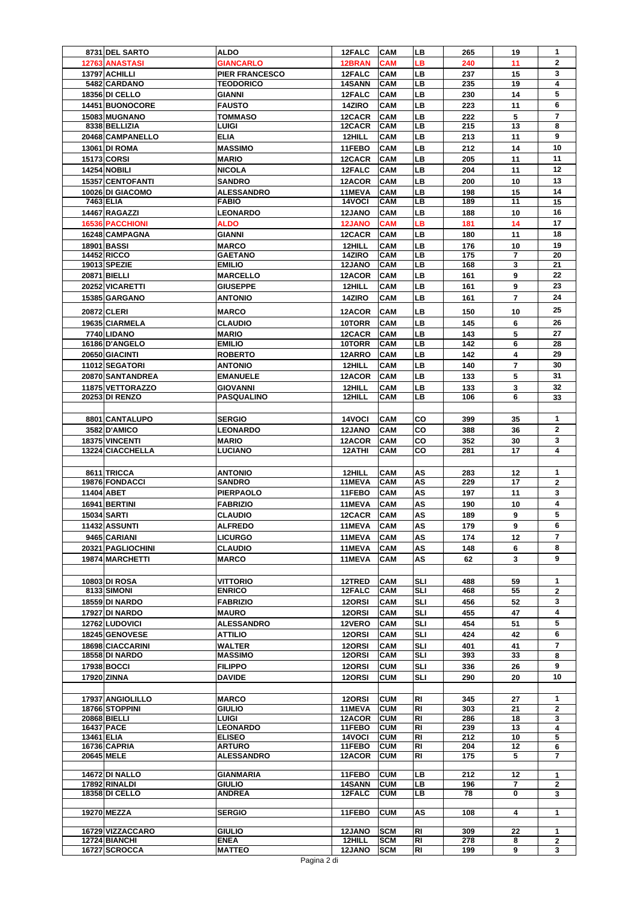| | | | | | | | | |
|---|---|---|---|---|---|---|---|---|
| 8731 | DEL SARTO | ALDO | 12FALC | CAM | LB | 265 | 19 | 1 |
| 12763 | ANASTASI | GIANCARLO | 12BRAN | CAM | LB | 240 | 11 | 2 |
| 13797 | ACHILLI | PIER FRANCESCO | 12FALC | CAM | LB | 237 | 15 | 3 |
| 5482 | CARDANO | TEODORICO | 14SANN | CAM | LB | 235 | 19 | 4 |
| 18356 | DI CELLO | GIANNI | 12FALC | CAM | LB | 230 | 14 | 5 |
| 14451 | BUONOCORE | FAUSTO | 14ZIRO | CAM | LB | 223 | 11 | 6 |
| 15083 | MUGNANO | TOMMASO | 12CACR | CAM | LB | 222 | 5 | 7 |
| 8338 | BELLIZIA | LUIGI | 12CACR | CAM | LB | 215 | 13 | 8 |
| 20468 | CAMPANELLO | ELIA | 12HILL | CAM | LB | 213 | 11 | 9 |
| 13061 | DI ROMA | MASSIMO | 11FEBO | CAM | LB | 212 | 14 | 10 |
| 15173 | CORSI | MARIO | 12CACR | CAM | LB | 205 | 11 | 11 |
| 14254 | NOBILI | NICOLA | 12FALC | CAM | LB | 204 | 11 | 12 |
| 15357 | CENTOFANTI | SANDRO | 12ACOR | CAM | LB | 200 | 10 | 13 |
| 10026 | DI GIACOMO | ALESSANDRO | 11MEVA | CAM | LB | 198 | 15 | 14 |
| 7463 | ELIA | FABIO | 14VOCI | CAM | LB | 189 | 11 | 15 |
| 14467 | RAGAZZI | LEONARDO | 12JANO | CAM | LB | 188 | 10 | 16 |
| 16536 | PACCHIONI | ALDO | 12JANO | CAM | LB | 181 | 14 | 17 |
| 16248 | CAMPAGNA | GIANNI | 12CACR | CAM | LB | 180 | 11 | 18 |
| 18901 | BASSI | MARCO | 12HILL | CAM | LB | 176 | 10 | 19 |
| 14452 | RICCO | GAETANO | 14ZIRO | CAM | LB | 175 | 7 | 20 |
| 19013 | SPEZIE | EMILIO | 12JANO | CAM | LB | 168 | 3 | 21 |
| 20871 | BIELLI | MARCELLO | 12ACOR | CAM | LB | 161 | 9 | 22 |
| 20252 | VICARETTI | GIUSEPPE | 12HILL | CAM | LB | 161 | 9 | 23 |
| 15385 | GARGANO | ANTONIO | 14ZIRO | CAM | LB | 161 | 7 | 24 |
| 20872 | CLERI | MARCO | 12ACOR | CAM | LB | 150 | 10 | 25 |
| 19635 | CIARMELA | CLAUDIO | 10TORR | CAM | LB | 145 | 6 | 26 |
| 7740 | LIDANO | MARIO | 12CACR | CAM | LB | 143 | 5 | 27 |
| 16186 | D'ANGELO | EMILIO | 10TORR | CAM | LB | 142 | 6 | 28 |
| 20650 | GIACINTI | ROBERTO | 12ARRO | CAM | LB | 142 | 4 | 29 |
| 11012 | SEGATORI | ANTONIO | 12HILL | CAM | LB | 140 | 7 | 30 |
| 20870 | SANTANDREA | EMANUELE | 12ACOR | CAM | LB | 133 | 5 | 31 |
| 11875 | VETTORAZZO | GIOVANNI | 12HILL | CAM | LB | 133 | 3 | 32 |
| 20253 | DI RENZO | PASQUALINO | 12HILL | CAM | LB | 106 | 6 | 33 |
| | | | | | | | | |
| 8801 | CANTALUPO | SERGIO | 14VOCI | CAM | CO | 399 | 35 | 1 |
| 3582 | D'AMICO | LEONARDO | 12JANO | CAM | CO | 388 | 36 | 2 |
| 18375 | VINCENTI | MARIO | 12ACOR | CAM | CO | 352 | 30 | 3 |
| 13224 | CIACCHELLA | LUCIANO | 12ATHI | CAM | CO | 281 | 17 | 4 |
| | | | | | | | | |
| 8611 | TRICCA | ANTONIO | 12HILL | CAM | AS | 283 | 12 | 1 |
| 19876 | FONDACCI | SANDRO | 11MEVA | CAM | AS | 229 | 17 | 2 |
| 11404 | ABET | PIERPAOLO | 11FEBO | CAM | AS | 197 | 11 | 3 |
| 16941 | BERTINI | FABRIZIO | 11MEVA | CAM | AS | 190 | 10 | 4 |
| 15034 | SARTI | CLAUDIO | 12CACR | CAM | AS | 189 | 9 | 5 |
| 11432 | ASSUNTI | ALFREDO | 11MEVA | CAM | AS | 179 | 9 | 6 |
| 9465 | CARIANI | LICURGO | 11MEVA | CAM | AS | 174 | 12 | 7 |
| 20321 | PAGLIOCHINI | CLAUDIO | 11MEVA | CAM | AS | 148 | 6 | 8 |
| 19874 | MARCHETTI | MARCO | 11MEVA | CAM | AS | 62 | 3 | 9 |
| | | | | | | | | |
| 10803 | DI ROSA | VITTORIO | 12TRED | CAM | SLI | 488 | 59 | 1 |
| 8133 | SIMONI | ENRICO | 12FALC | CAM | SLI | 468 | 55 | 2 |
| 18559 | DI NARDO | FABRIZIO | 12ORSI | CAM | SLI | 456 | 52 | 3 |
| 17927 | DI NARDO | MAURO | 12ORSI | CAM | SLI | 455 | 47 | 4 |
| 12762 | LUDOVICI | ALESSANDRO | 12VERO | CAM | SLI | 454 | 51 | 5 |
| 18245 | GENOVESE | ATTILIO | 12ORSI | CAM | SLI | 424 | 42 | 6 |
| 18698 | CIACCARINI | WALTER | 12ORSI | CAM | SLI | 401 | 41 | 7 |
| 18558 | DI NARDO | MASSIMO | 12ORSI | CAM | SLI | 393 | 33 | 8 |
| 17938 | BOCCI | FILIPPO | 12ORSI | CUM | SLI | 336 | 26 | 9 |
| 17920 | ZINNA | DAVIDE | 12ORSI | CUM | SLI | 290 | 20 | 10 |
| | | | | | | | | |
| 17937 | ANGIOLILLO | MARCO | 12ORSI | CUM | RI | 345 | 27 | 1 |
| 18766 | STOPPINI | GIULIO | 11MEVA | CUM | RI | 303 | 21 | 2 |
| 20868 | BIELLI | LUIGI | 12ACOR | CUM | RI | 286 | 18 | 3 |
| 16437 | PACE | LEONARDO | 11FEBO | CUM | RI | 239 | 13 | 4 |
| 13461 | ELIA | ELISEO | 14VOCI | CUM | RI | 212 | 10 | 5 |
| 16736 | CAPRIA | ARTURO | 11FEBO | CUM | RI | 204 | 12 | 6 |
| 20645 | MELE | ALESSANDRO | 12ACOR | CUM | RI | 175 | 5 | 7 |
| | | | | | | | | |
| 14672 | DI NALLO | GIANMARIA | 11FEBO | CUM | LB | 212 | 12 | 1 |
| 17892 | RINALDI | GIULIO | 14SANN | CUM | LB | 196 | 7 | 2 |
| 18358 | DI CELLO | ANDREA | 12FALC | CUM | LB | 78 | 0 | 3 |
| | | | | | | | | |
| 19270 | MEZZA | SERGIO | 11FEBO | CUM | AS | 108 | 4 | 1 |
| | | | | | | | | |
| 16729 | VIZZACCARO | GIULIO | 12JANO | SCM | RI | 309 | 22 | 1 |
| 12724 | BIANCHI | ENEA | 12HILL | SCM | RI | 278 | 8 | 2 |
| 16727 | SCROCCA | MATTEO | 12JANO | SCM | RI | 199 | 9 | 3 |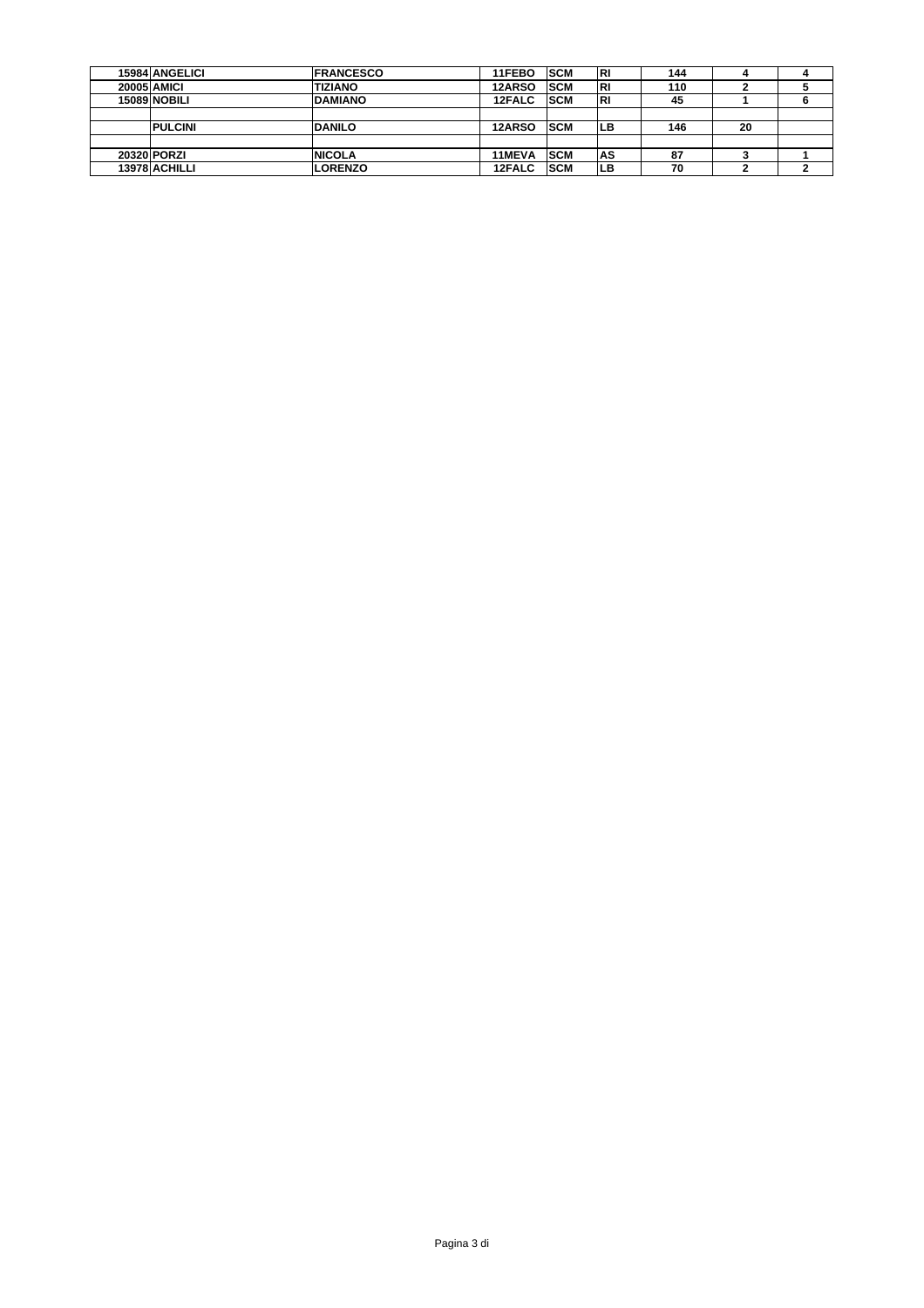| | | | | | | | | |
|---|---|---|---|---|---|---|---|---|
| 15984 | ANGELICI | FRANCESCO | 11FEBO | SCM | RI | 144 | 4 | 4 |
| 20005 | AMICI | TIZIANO | 12ARSO | SCM | RI | 110 | 2 | 5 |
| 15089 | NOBILI | DAMIANO | 12FALC | SCM | RI | 45 | 1 | 6 |
| | | | | | | | | |
| | PULCINI | DANILO | 12ARSO | SCM | LB | 146 | 20 | |
| | | | | | | | | |
| 20320 | PORZI | NICOLA | 11MEVA | SCM | AS | 87 | 3 | 1 |
| 13978 | ACHILLI | LORENZO | 12FALC | SCM | LB | 70 | 2 | 2 |